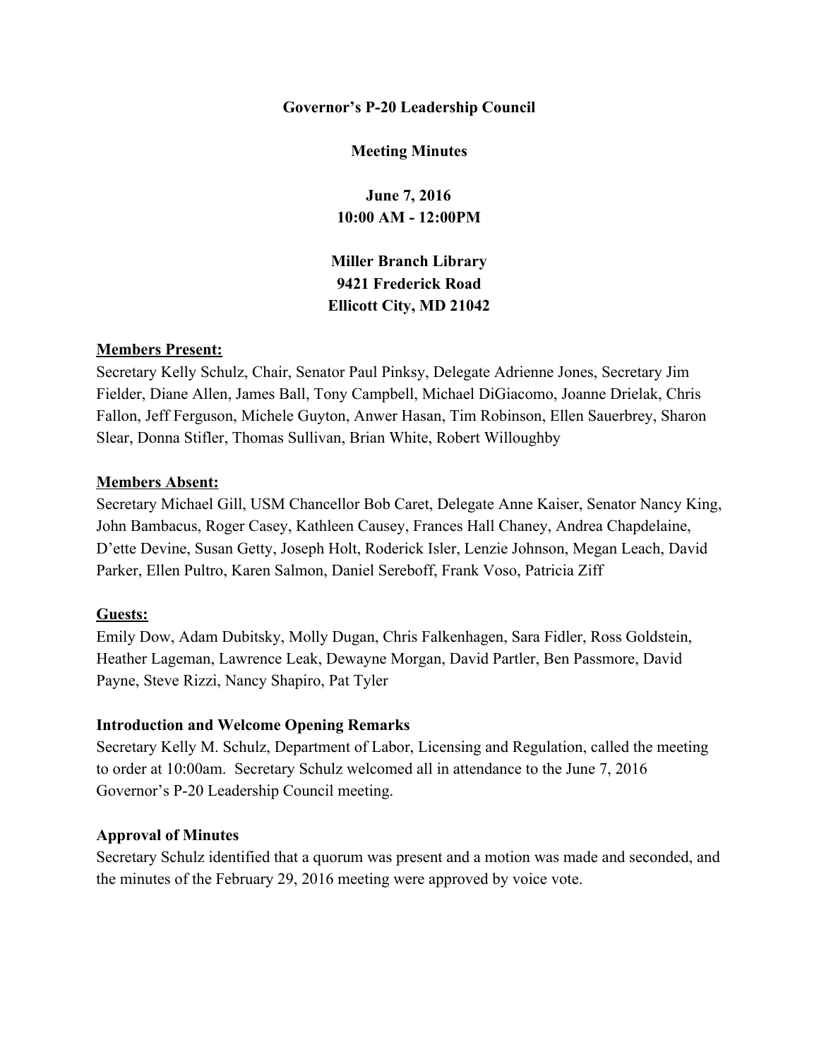**Governor's P-20 Leadership Council**

**Meeting Minutes**

**June 7, 2016**
**10:00 AM - 12:00PM**

**Miller Branch Library**
**9421 Frederick Road**
**Ellicott City, MD 21042**

**Members Present:**

Secretary Kelly Schulz, Chair, Senator Paul Pinksy, Delegate Adrienne Jones, Secretary Jim Fielder, Diane Allen, James Ball, Tony Campbell, Michael DiGiacomo, Joanne Drielak, Chris Fallon, Jeff Ferguson, Michele Guyton, Anwer Hasan, Tim Robinson, Ellen Sauerbrey, Sharon Slear, Donna Stifler, Thomas Sullivan, Brian White, Robert Willoughby

**Members Absent:**

Secretary Michael Gill, USM Chancellor Bob Caret, Delegate Anne Kaiser, Senator Nancy King, John Bambacus, Roger Casey, Kathleen Causey, Frances Hall Chaney, Andrea Chapdelaine, D'ette Devine, Susan Getty, Joseph Holt, Roderick Isler, Lenzie Johnson, Megan Leach, David Parker, Ellen Pultro, Karen Salmon, Daniel Sereboff, Frank Voso, Patricia Ziff

**Guests:**

Emily Dow, Adam Dubitsky, Molly Dugan, Chris Falkenhagen, Sara Fidler, Ross Goldstein, Heather Lageman, Lawrence Leak, Dewayne Morgan, David Partler, Ben Passmore, David Payne, Steve Rizzi, Nancy Shapiro, Pat Tyler

**Introduction and Welcome Opening Remarks**

Secretary Kelly M. Schulz, Department of Labor, Licensing and Regulation, called the meeting to order at 10:00am. Secretary Schulz welcomed all in attendance to the June 7, 2016 Governor's P-20 Leadership Council meeting.

**Approval of Minutes**

Secretary Schulz identified that a quorum was present and a motion was made and seconded, and the minutes of the February 29, 2016 meeting were approved by voice vote.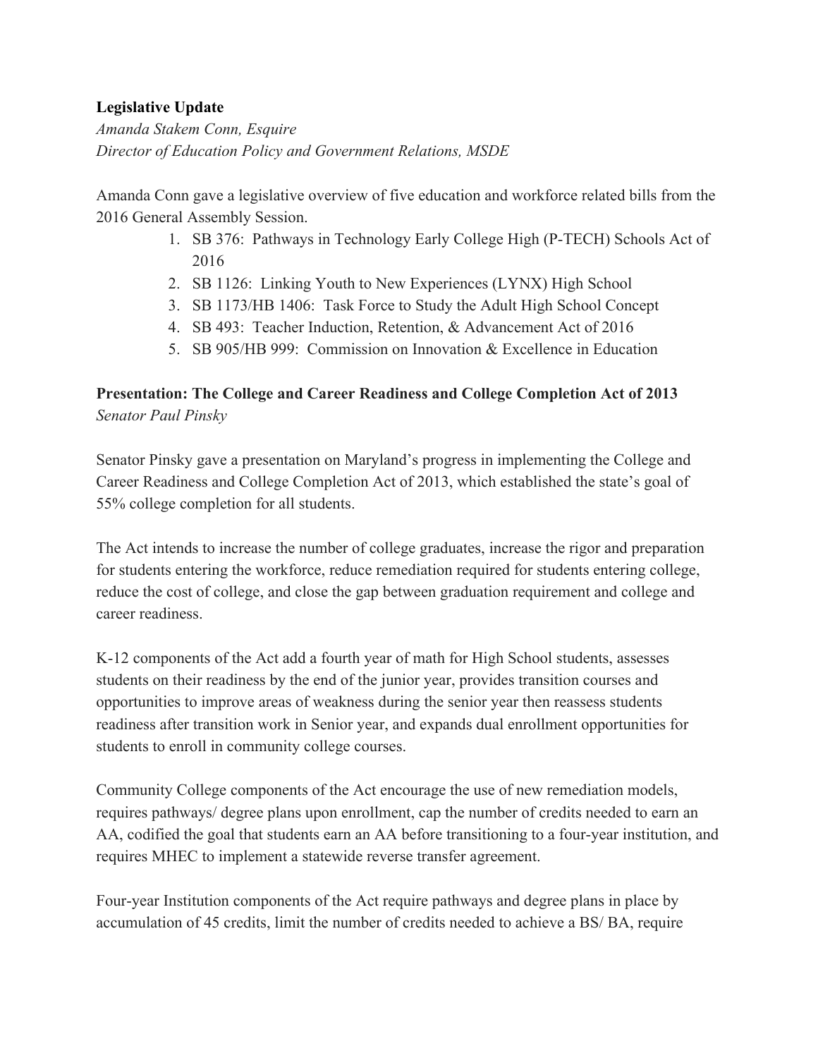**Legislative Update**

*Amanda Stakem Conn, Esquire*
*Director of Education Policy and Government Relations, MSDE*

Amanda Conn gave a legislative overview of five education and workforce related bills from the 2016 General Assembly Session.

1. SB 376: Pathways in Technology Early College High (P-TECH) Schools Act of 2016
2. SB 1126: Linking Youth to New Experiences (LYNX) High School
3. SB 1173/HB 1406: Task Force to Study the Adult High School Concept
4. SB 493: Teacher Induction, Retention, & Advancement Act of 2016
5. SB 905/HB 999: Commission on Innovation & Excellence in Education

**Presentation: The College and Career Readiness and College Completion Act of 2013**

*Senator Paul Pinsky*

Senator Pinsky gave a presentation on Maryland's progress in implementing the College and Career Readiness and College Completion Act of 2013, which established the state's goal of 55% college completion for all students.

The Act intends to increase the number of college graduates, increase the rigor and preparation for students entering the workforce, reduce remediation required for students entering college, reduce the cost of college, and close the gap between graduation requirement and college and career readiness.

K-12 components of the Act add a fourth year of math for High School students, assesses students on their readiness by the end of the junior year, provides transition courses and opportunities to improve areas of weakness during the senior year then reassess students readiness after transition work in Senior year, and expands dual enrollment opportunities for students to enroll in community college courses.

Community College components of the Act encourage the use of new remediation models, requires pathways/ degree plans upon enrollment, cap the number of credits needed to earn an AA, codified the goal that students earn an AA before transitioning to a four-year institution, and requires MHEC to implement a statewide reverse transfer agreement.

Four-year Institution components of the Act require pathways and degree plans in place by accumulation of 45 credits, limit the number of credits needed to achieve a BS/ BA, require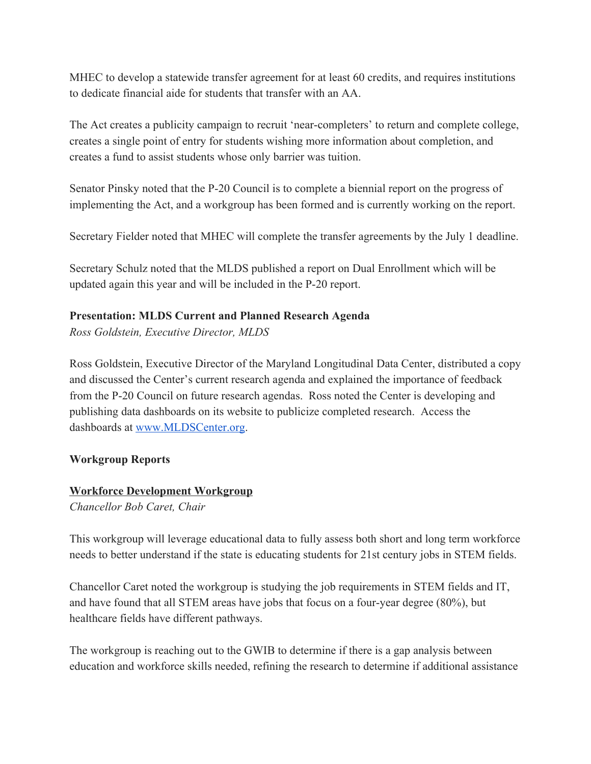MHEC to develop a statewide transfer agreement for at least 60 credits, and requires institutions to dedicate financial aide for students that transfer with an AA.

The Act creates a publicity campaign to recruit 'near-completers' to return and complete college, creates a single point of entry for students wishing more information about completion, and creates a fund to assist students whose only barrier was tuition.

Senator Pinsky noted that the P-20 Council is to complete a biennial report on the progress of implementing the Act, and a workgroup has been formed and is currently working on the report.

Secretary Fielder noted that MHEC will complete the transfer agreements by the July 1 deadline.

Secretary Schulz noted that the MLDS published a report on Dual Enrollment which will be updated again this year and will be included in the P-20 report.

**Presentation: MLDS Current and Planned Research Agenda**
*Ross Goldstein, Executive Director, MLDS*

Ross Goldstein, Executive Director of the Maryland Longitudinal Data Center, distributed a copy and discussed the Center's current research agenda and explained the importance of feedback from the P-20 Council on future research agendas. Ross noted the Center is developing and publishing data dashboards on its website to publicize completed research. Access the dashboards at [www.MLDSCenter.org](http://www.MLDSCenter.org).

**Workgroup Reports**

**Workforce Development Workgroup**
*Chancellor Bob Caret, Chair*

This workgroup will leverage educational data to fully assess both short and long term workforce needs to better understand if the state is educating students for 21st century jobs in STEM fields.

Chancellor Caret noted the workgroup is studying the job requirements in STEM fields and IT, and have found that all STEM areas have jobs that focus on a four-year degree (80%), but healthcare fields have different pathways.

The workgroup is reaching out to the GWIB to determine if there is a gap analysis between education and workforce skills needed, refining the research to determine if additional assistance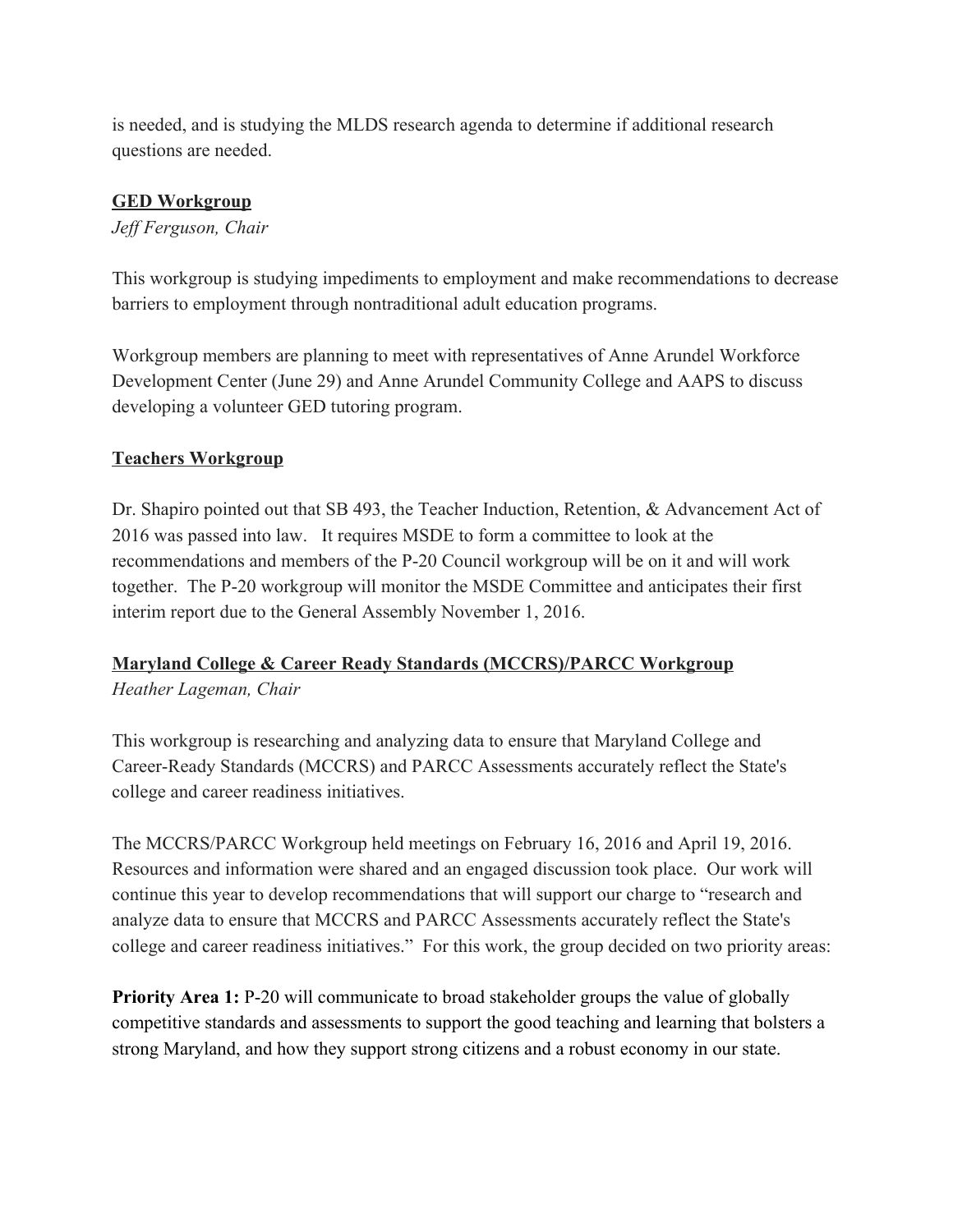is needed, and is studying the MLDS research agenda to determine if additional research questions are needed.

**GED Workgroup**

*Jeff Ferguson, Chair*

This workgroup is studying impediments to employment and make recommendations to decrease barriers to employment through nontraditional adult education programs.

Workgroup members are planning to meet with representatives of Anne Arundel Workforce Development Center (June 29) and Anne Arundel Community College and AAPS to discuss developing a volunteer GED tutoring program.

**Teachers Workgroup**

Dr. Shapiro pointed out that SB 493, the Teacher Induction, Retention, & Advancement Act of 2016 was passed into law. It requires MSDE to form a committee to look at the recommendations and members of the P-20 Council workgroup will be on it and will work together. The P-20 workgroup will monitor the MSDE Committee and anticipates their first interim report due to the General Assembly November 1, 2016.

**Maryland College & Career Ready Standards (MCCRS)/PARCC Workgroup**

*Heather Lageman, Chair*

This workgroup is researching and analyzing data to ensure that Maryland College and Career-Ready Standards (MCCRS) and PARCC Assessments accurately reflect the State's college and career readiness initiatives.

The MCCRS/PARCC Workgroup held meetings on February 16, 2016 and April 19, 2016. Resources and information were shared and an engaged discussion took place. Our work will continue this year to develop recommendations that will support our charge to "research and analyze data to ensure that MCCRS and PARCC Assessments accurately reflect the State's college and career readiness initiatives." For this work, the group decided on two priority areas:

**Priority Area 1:** P-20 will communicate to broad stakeholder groups the value of globally competitive standards and assessments to support the good teaching and learning that bolsters a strong Maryland, and how they support strong citizens and a robust economy in our state.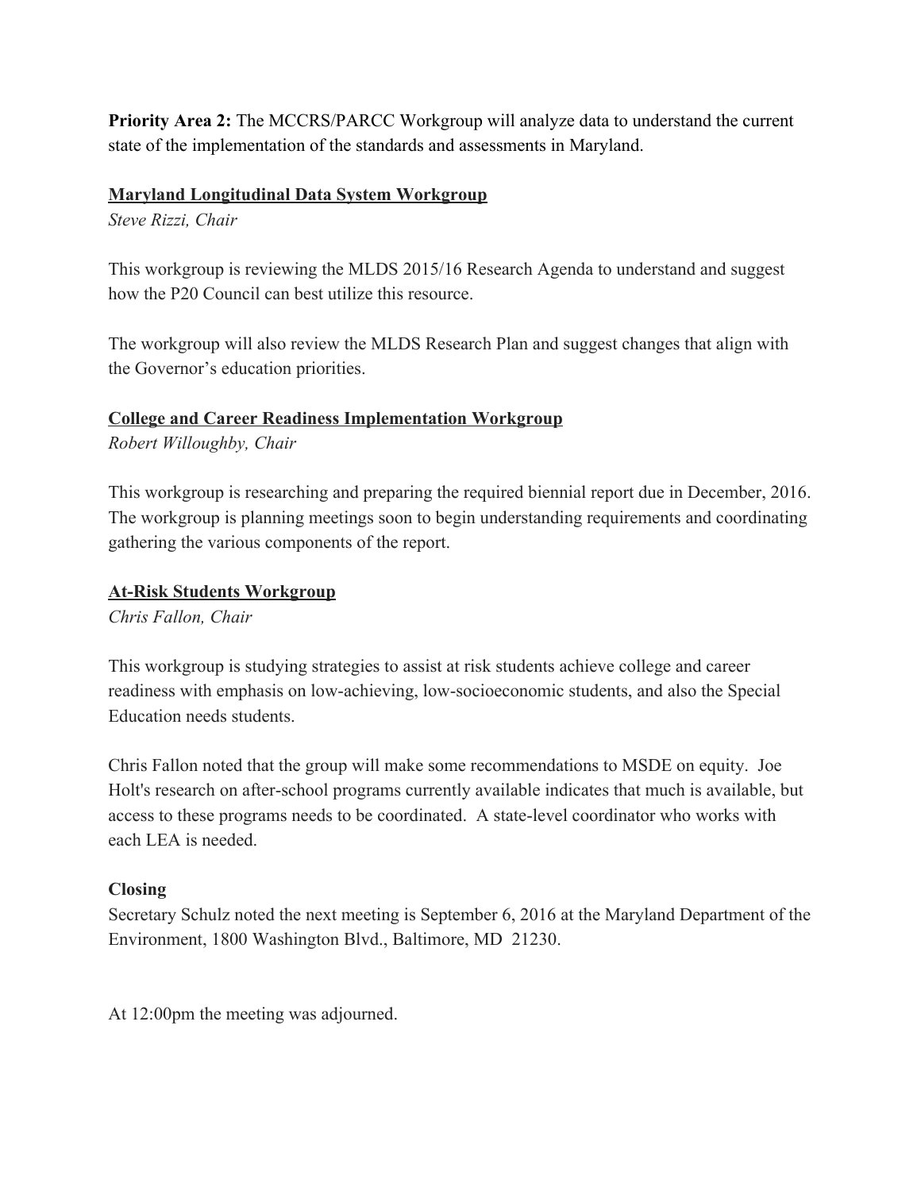**Priority Area 2:** The MCCRS/PARCC Workgroup will analyze data to understand the current state of the implementation of the standards and assessments in Maryland.

**Maryland Longitudinal Data System Workgroup**

*Steve Rizzi, Chair*

This workgroup is reviewing the MLDS 2015/16 Research Agenda to understand and suggest how the P20 Council can best utilize this resource.

The workgroup will also review the MLDS Research Plan and suggest changes that align with the Governor's education priorities.

**College and Career Readiness Implementation Workgroup**

*Robert Willoughby, Chair*

This workgroup is researching and preparing the required biennial report due in December, 2016. The workgroup is planning meetings soon to begin understanding requirements and coordinating gathering the various components of the report.

**At-Risk Students Workgroup**

*Chris Fallon, Chair*

This workgroup is studying strategies to assist at risk students achieve college and career readiness with emphasis on low-achieving, low-socioeconomic students, and also the Special Education needs students.

Chris Fallon noted that the group will make some recommendations to MSDE on equity. Joe Holt's research on after-school programs currently available indicates that much is available, but access to these programs needs to be coordinated. A state-level coordinator who works with each LEA is needed.

**Closing**

Secretary Schulz noted the next meeting is September 6, 2016 at the Maryland Department of the Environment, 1800 Washington Blvd., Baltimore, MD 21230.

At 12:00pm the meeting was adjourned.